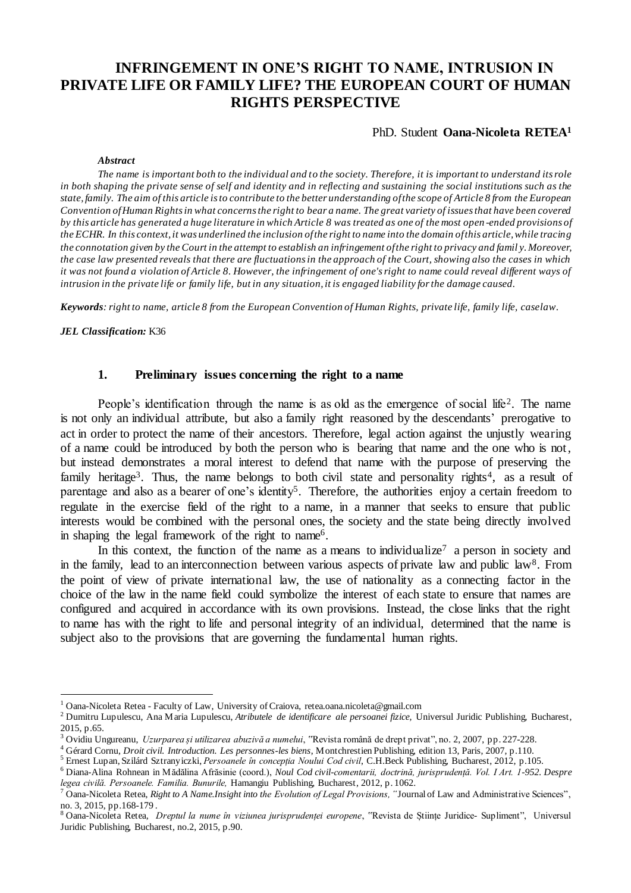# INFRINGEMENT IN ONE'S RIGHT TO NAME, INTRUSION IN PRIVATE LIFE OR FAMILY LIFE? THE EUROPEAN COURT OF HUMAN RIGHTS PERSPECTIVE

PhD. Student **Oana-Nicoleta RETEA**[1]

***Abstract***

*The name is important both to the individual and to the society. Therefore, it is important to understand its role in both shaping the private sense of self and identity and in reflecting and sustaining the social institutions such as the state, family. The aim of this article is to contribute to the better understanding of the scope of Article 8 from the European Convention of Human Rights in what concerns the right to bear a name. The great variety of issues that have been covered by this article has generated a huge literature in which Article 8 was treated as one of the most open-ended provisions of the ECHR. In this context, it was underlined the inclusion of the right to name into the domain of this article, while tracing the connotation given by the Court in the attempt to establish an infringement of the right to privacy and family. Moreover, the case law presented reveals that there are fluctuations in the approach of the Court, showing also the cases in which it was not found a violation of Article 8. However, the infringement of one's right to name could reveal different ways of intrusion in the private life or family life, but in any situation, it is engaged liability for the damage caused.*

***Keywords****: right to name, article 8 from the European Convention of Human Rights, private life, family life, caselaw.*

***JEL Classification:*** K36

## 1. Preliminary issues concerning the right to a name

People's identification through the name is as old as the emergence of social life[2]. The name is not only an individual attribute, but also a family right reasoned by the descendants' prerogative to act in order to protect the name of their ancestors. Therefore, legal action against the unjustly wearing of a name could be introduced by both the person who is bearing that name and the one who is not, but instead demonstrates a moral interest to defend that name with the purpose of preserving the family heritage[3]. Thus, the name belongs to both civil state and personality rights[4], as a result of parentage and also as a bearer of one's identity[5]. Therefore, the authorities enjoy a certain freedom to regulate in the exercise field of the right to a name, in a manner that seeks to ensure that public interests would be combined with the personal ones, the society and the state being directly involved in shaping the legal framework of the right to name[6].

In this context, the function of the name as a means to individualize[7] a person in society and in the family, lead to an interconnection between various aspects of private law and public law[8]. From the point of view of private international law, the use of nationality as a connecting factor in the choice of the law in the name field could symbolize the interest of each state to ensure that names are configured and acquired in accordance with its own provisions. Instead, the close links that the right to name has with the right to life and personal integrity of an individual, determined that the name is subject also to the provisions that are governing the fundamental human rights.

---

[1] Oana-Nicoleta Retea - Faculty of Law, University of Craiova, retea.oana.nicoleta@gmail.com

[2] Dumitru Lupulescu, Ana Maria Lupulescu, *Atributele de identificare ale persoanei fizice*, Universul Juridic Publishing, Bucharest, 2015, p.65.

[3] Ovidiu Ungureanu, *Uzurparea și utilizarea abuzivă a numelui*, "Revista română de drept privat", no. 2, 2007, pp. 227-228.

[4] Gérard Cornu, *Droit civil. Introduction. Les personnes-les biens*, Montchrestien Publishing, edition 13, Paris, 2007, p.110.

[5] Ernest Lupan, Szilárd Sztranyiczki, *Persoanele în concepția Noului Cod civil*, C.H.Beck Publishing, Bucharest, 2012, p.105.

[6] Diana-Alina Rohnean in Mădălina Afrăsinie (coord.), *Noul Cod civil-comentarii, doctrină, jurisprudență. Vol. I Art. 1-952. Despre legea civilă. Persoanele. Familia. Bunurile,* Hamangiu Publishing, Bucharest, 2012, p. 1062.

[7] Oana-Nicoleta Retea, *Right to A Name.Insight into the Evolution of Legal Provisions, "*Journal of Law and Administrative Sciences", no. 3, 2015, pp.168-179.

[8] Oana-Nicoleta Retea, *Dreptul la nume în viziunea jurisprudenței europene*, "Revista de Științe Juridice- Supliment", Universul Juridic Publishing, Bucharest, no.2, 2015, p.90.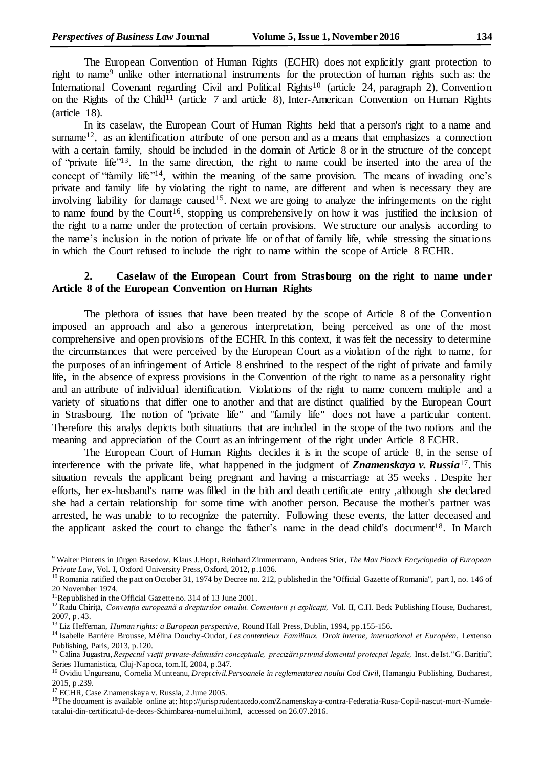The European Convention of Human Rights (ECHR) does not explicitly grant protection to right to name[9] unlike other international instruments for the protection of human rights such as: the International Covenant regarding Civil and Political Rights[10] (article 24, paragraph 2), Convention on the Rights of the Child[11] (article 7 and article 8), Inter-American Convention on Human Rights (article 18).

In its caselaw, the European Court of Human Rights held that a person's right to a name and surname[12], as an identification attribute of one person and as a means that emphasizes a connection with a certain family, should be included in the domain of Article 8 or in the structure of the concept of "private life"[13]. In the same direction, the right to name could be inserted into the area of the concept of "family life"[14], within the meaning of the same provision. The means of invading one's private and family life by violating the right to name, are different and when is necessary they are involving liability for damage caused[15]. Next we are going to analyze the infringements on the right to name found by the Court[16], stopping us comprehensively on how it was justified the inclusion of the right to a name under the protection of certain provisions. We structure our analysis according to the name's inclusion in the notion of private life or of that of family life, while stressing the situations in which the Court refused to include the right to name within the scope of Article 8 ECHR.

## 2. Caselaw of the European Court from Strasbourg on the right to name under Article 8 of the European Convention on Human Rights

The plethora of issues that have been treated by the scope of Article 8 of the Convention imposed an approach and also a generous interpretation, being perceived as one of the most comprehensive and open provisions of the ECHR. In this context, it was felt the necessity to determine the circumstances that were perceived by the European Court as a violation of the right to name, for the purposes of an infringement of Article 8 enshrined to the respect of the right of private and family life, in the absence of express provisions in the Convention of the right to name as a personality right and an attribute of individual identification. Violations of the right to name concern multiple and a variety of situations that differ one to another and that are distinct qualified by the European Court in Strasbourg. The notion of "private life" and "family life" does not have a particular content. Therefore this analys depicts both situations that are included in the scope of the two notions and the meaning and appreciation of the Court as an infringement of the right under Article 8 ECHR.

The European Court of Human Rights decides it is in the scope of article 8, in the sense of interference with the private life, what happened in the judgment of ***Znamenskaya v. Russia***[17]. This situation reveals the applicant being pregnant and having a miscarriage at 35 weeks . Despite her efforts, her ex-husband's name was filled in the bith and death certificate entry ,although she declared she had a certain relationship for some time with another person. Because the mother's partner was arrested, he was unable to to recognize the paternity. Following these events, the latter deceased and the applicant asked the court to change the father's name in the dead child's document[18]. In March

---

[9] Walter Pintens in Jürgen Basedow, Klaus J.Hopt, Reinhard Zimmermann, Andreas Stier, *The Max Planck Encyclopedia of European Private Law*, Vol. I, Oxford University Press, Oxford, 2012, p.1036.

[10] Romania ratified the pact on October 31, 1974 by Decree no. 212, published in the "Official Gazette of Romania", part I, no. 146 of 20 November 1974.

[11] Republished in the Official Gazette no. 314 of 13 June 2001.

[12] Radu Chiriță, *Convenția europeană a drepturilor omului. Comentarii și explicații,* Vol. II, C.H. Beck Publishing House, Bucharest, 2007, p. 43.

[13] Liz Heffernan, *Human rights: a European perspective*, Round Hall Press, Dublin, 1994, pp.155-156.

[14] Isabelle Barrière Brousse, Mélina Douchy-Oudot, *Les contentieux Familiaux. Droit interne, international et Européen*, Lextenso Publishing, Paris, 2013, p.120.

[15] Călina Jugastru, *Respectul vieții private-delimitări conceptuale, precizări privind domeniul protecției legale,* Inst. de Ist."G. Barițiu", Series Humanistica, Cluj-Napoca, tom.II, 2004, p.347.

[16] Ovidiu Ungureanu, Cornelia Munteanu, *Drept civil.Persoanele în reglementarea noului Cod Civil*, Hamangiu Publishing, Bucharest, 2015, p.239.

[17] ECHR, Case Znamenskaya v. Russia, 2 June 2005.

[18] The document is available online at: http://jurisprudentacedo.com/Znamenskaya-contra-Federatia-Rusa-Copil-nascut-mort-Numele-tatalui-din-certificatul-de-deces-Schimbarea-numelui.html, accessed on 26.07.2016.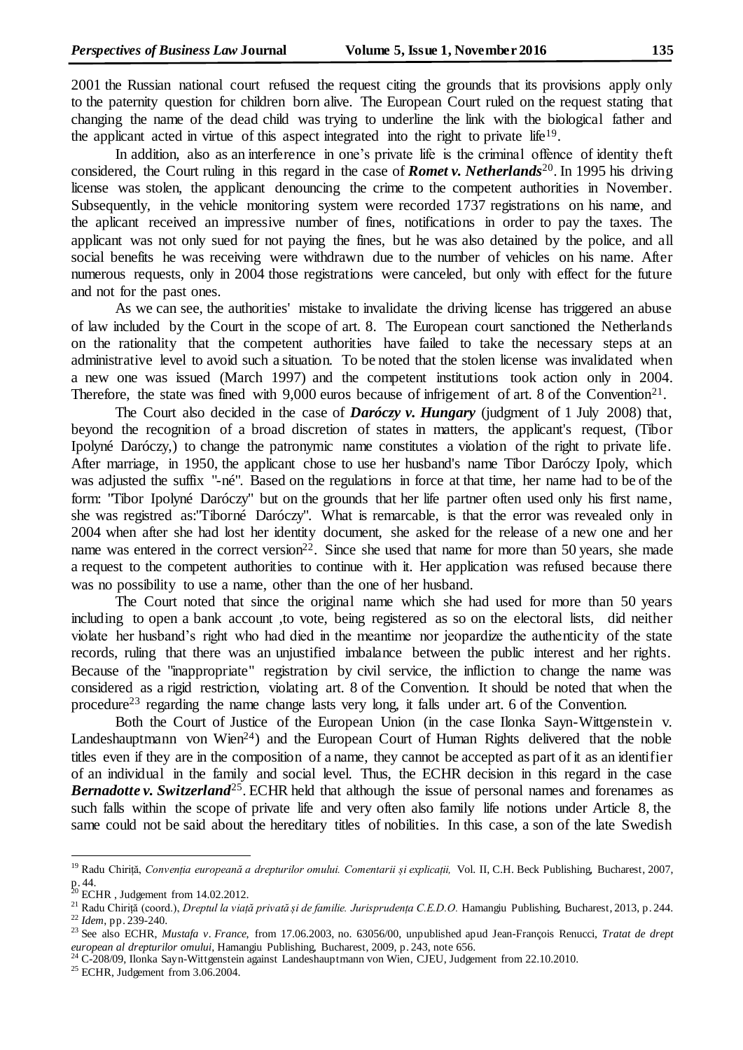2001 the Russian national court refused the request citing the grounds that its provisions apply only to the paternity question for children born alive. The European Court ruled on the request stating that changing the name of the dead child was trying to underline the link with the biological father and the applicant acted in virtue of this aspect integrated into the right to private life[19].

In addition, also as an interference in one's private life is the criminal offence of identity theft considered, the Court ruling in this regard in the case of ***Romet v. Netherlands***[20]. In 1995 his driving license was stolen, the applicant denouncing the crime to the competent authorities in November. Subsequently, in the vehicle monitoring system were recorded 1737 registrations on his name, and the aplicant received an impressive number of fines, notifications in order to pay the taxes. The applicant was not only sued for not paying the fines, but he was also detained by the police, and all social benefits he was receiving were withdrawn due to the number of vehicles on his name. After numerous requests, only in 2004 those registrations were canceled, but only with effect for the future and not for the past ones.

As we can see, the authorities' mistake to invalidate the driving license has triggered an abuse of law included by the Court in the scope of art. 8. The European court sanctioned the Netherlands on the rationality that the competent authorities have failed to take the necessary steps at an administrative level to avoid such a situation. To be noted that the stolen license was invalidated when a new one was issued (March 1997) and the competent institutions took action only in 2004. Therefore, the state was fined with 9,000 euros because of infrigement of art. 8 of the Convention[21].

The Court also decided in the case of ***Daróczy v. Hungary*** (judgment of 1 July 2008) that, beyond the recognition of a broad discretion of states in matters, the applicant's request, (Tibor Ipolyné Daróczy,) to change the patronymic name constitutes a violation of the right to private life. After marriage, in 1950, the applicant chose to use her husband's name Tibor Daróczy Ipoly, which was adjusted the suffix "-né". Based on the regulations in force at that time, her name had to be of the form: "Tibor Ipolyné Daróczy" but on the grounds that her life partner often used only his first name, she was registred as:"Tiborné Daróczy". What is remarcable, is that the error was revealed only in 2004 when after she had lost her identity document, she asked for the release of a new one and her name was entered in the correct version[22]. Since she used that name for more than 50 years, she made a request to the competent authorities to continue with it. Her application was refused because there was no possibility to use a name, other than the one of her husband.

The Court noted that since the original name which she had used for more than 50 years including to open a bank account ,to vote, being registered as so on the electoral lists, did neither violate her husband's right who had died in the meantime nor jeopardize the authenticity of the state records, ruling that there was an unjustified imbalance between the public interest and her rights. Because of the "inappropriate" registration by civil service, the infliction to change the name was considered as a rigid restriction, violating art. 8 of the Convention. It should be noted that when the procedure[23] regarding the name change lasts very long, it falls under art. 6 of the Convention.

Both the Court of Justice of the European Union (in the case Ilonka Sayn-Wittgenstein v. Landeshauptmann von Wien[24]) and the European Court of Human Rights delivered that the noble titles even if they are in the composition of a name, they cannot be accepted as part of it as an identifier of an individual in the family and social level. Thus, the ECHR decision in this regard in the case ***Bernadotte v. Switzerland***[25]. ECHR held that although the issue of personal names and forenames as such falls within the scope of private life and very often also family life notions under Article 8, the same could not be said about the hereditary titles of nobilities. In this case, a son of the late Swedish

---

[19] Radu Chiriță, *Convenția europeană a drepturilor omului. Comentarii și explicații,* Vol. II, C.H. Beck Publishing, Bucharest, 2007, p. 44.

[20] ECHR , Judgement from 14.02.2012.

[21] Radu Chiriță (coord.), *Dreptul la viață privată și de familie. Jurisprudența C.E.D.O.* Hamangiu Publishing, Bucharest, 2013, p. 244.

[22] *Idem*, pp. 239-240.

[23] See also ECHR, *Mustafa v. France,* from 17.06.2003, no. 63056/00, unpublished apud Jean-François Renucci, *Tratat de drept european al drepturilor omului*, Hamangiu Publishing, Bucharest, 2009, p. 243, note 656.

[24] C-208/09, Ilonka Sayn-Wittgenstein against Landeshauptmann von Wien, CJEU, Judgement from 22.10.2010.

[25] ECHR, Judgement from 3.06.2004.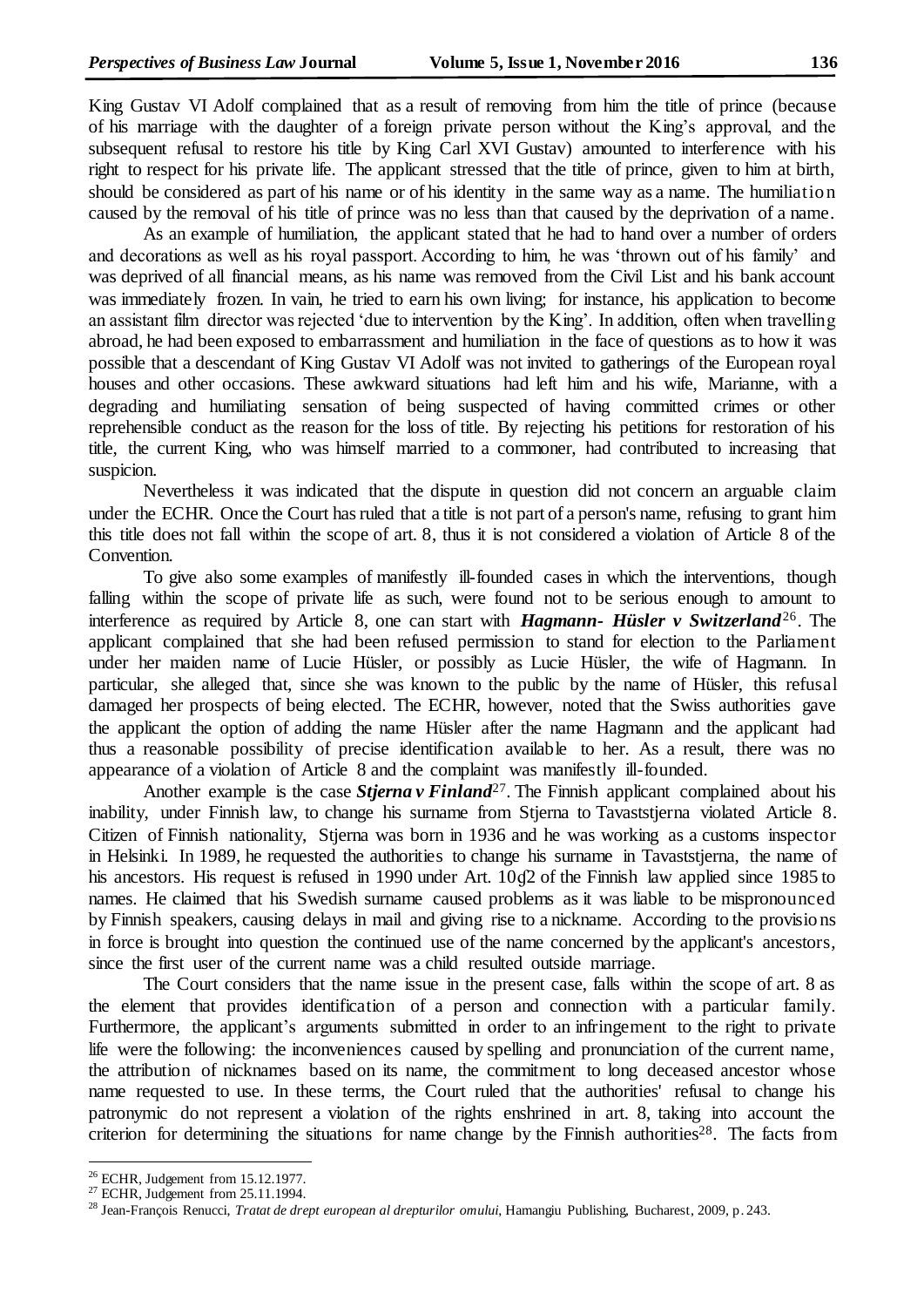King Gustav VI Adolf complained that as a result of removing from him the title of prince (because of his marriage with the daughter of a foreign private person without the King's approval, and the subsequent refusal to restore his title by King Carl XVI Gustav) amounted to interference with his right to respect for his private life. The applicant stressed that the title of prince, given to him at birth, should be considered as part of his name or of his identity in the same way as a name. The humiliation caused by the removal of his title of prince was no less than that caused by the deprivation of a name.

As an example of humiliation, the applicant stated that he had to hand over a number of orders and decorations as well as his royal passport. According to him, he was 'thrown out of his family' and was deprived of all financial means, as his name was removed from the Civil List and his bank account was immediately frozen. In vain, he tried to earn his own living; for instance, his application to become an assistant film director was rejected 'due to intervention by the King'. In addition, often when travelling abroad, he had been exposed to embarrassment and humiliation in the face of questions as to how it was possible that a descendant of King Gustav VI Adolf was not invited to gatherings of the European royal houses and other occasions. These awkward situations had left him and his wife, Marianne, with a degrading and humiliating sensation of being suspected of having committed crimes or other reprehensible conduct as the reason for the loss of title. By rejecting his petitions for restoration of his title, the current King, who was himself married to a commoner, had contributed to increasing that suspicion.

Nevertheless it was indicated that the dispute in question did not concern an arguable claim under the ECHR. Once the Court has ruled that a title is not part of a person's name, refusing to grant him this title does not fall within the scope of art. 8, thus it is not considered a violation of Article 8 of the Convention.

To give also some examples of manifestly ill-founded cases in which the interventions, though falling within the scope of private life as such, were found not to be serious enough to amount to interference as required by Article 8, one can start with ***Hagmann- Hüsler v Switzerland***[26]. The applicant complained that she had been refused permission to stand for election to the Parliament under her maiden name of Lucie Hüsler, or possibly as Lucie Hüsler, the wife of Hagmann. In particular, she alleged that, since she was known to the public by the name of Hüsler, this refusal damaged her prospects of being elected. The ECHR, however, noted that the Swiss authorities gave the applicant the option of adding the name Hüsler after the name Hagmann and the applicant had thus a reasonable possibility of precise identification available to her. As a result, there was no appearance of a violation of Article 8 and the complaint was manifestly ill-founded.

Another example is the case ***Stjerna v Finland***[27]. The Finnish applicant complained about his inability, under Finnish law, to change his surname from Stjerna to Tavaststjerna violated Article 8. Citizen of Finnish nationality, Stjerna was born in 1936 and he was working as a customs inspector in Helsinki. In 1989, he requested the authorities to change his surname in Tavaststjerna, the name of his ancestors. His request is refused in 1990 under Art. 10ƒ2 of the Finnish law applied since 1985 to names. He claimed that his Swedish surname caused problems as it was liable to be mispronounced by Finnish speakers, causing delays in mail and giving rise to a nickname. According to the provisions in force is brought into question the continued use of the name concerned by the applicant's ancestors, since the first user of the current name was a child resulted outside marriage.

The Court considers that the name issue in the present case, falls within the scope of art. 8 as the element that provides identification of a person and connection with a particular family. Furthermore, the applicant's arguments submitted in order to an infringement to the right to private life were the following: the inconveniences caused by spelling and pronunciation of the current name, the attribution of nicknames based on its name, the commitment to long deceased ancestor whose name requested to use. In these terms, the Court ruled that the authorities' refusal to change his patronymic do not represent a violation of the rights enshrined in art. 8, taking into account the criterion for determining the situations for name change by the Finnish authorities[28]. The facts from

[26] ECHR, Judgement from 15.12.1977.

[27] ECHR, Judgement from 25.11.1994.

[28] Jean-François Renucci, *Tratat de drept european al drepturilor omului*, Hamangiu Publishing, Bucharest, 2009, p. 243.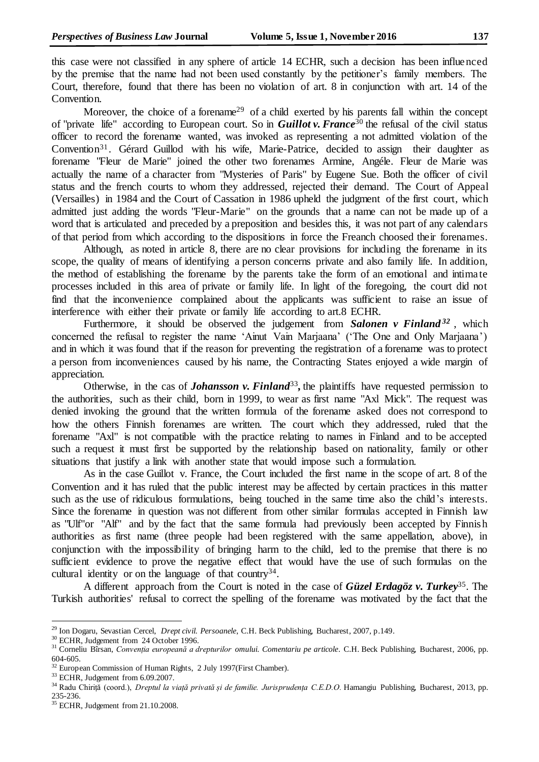this case were not classified in any sphere of article 14 ECHR, such a decision has been influenced by the premise that the name had not been used constantly by the petitioner's family members. The Court, therefore, found that there has been no violation of art. 8 in conjunction with art. 14 of the Convention.

Moreover, the choice of a forename[29] of a child exerted by his parents fall within the concept of "private life" according to European court. So in ***Guillot v. France***[30] the refusal of the civil status officer to record the forename wanted, was invoked as representing a not admitted violation of the Convention[31]. Gérard Guillod with his wife, Marie-Patrice, decided to assign their daughter as forename "Fleur de Marie" joined the other two forenames Armine, Angéle. Fleur de Marie was actually the name of a character from "Mysteries of Paris" by Eugene Sue. Both the officer of civil status and the french courts to whom they addressed, rejected their demand. The Court of Appeal (Versailles) in 1984 and the Court of Cassation in 1986 upheld the judgment of the first court, which admitted just adding the words "Fleur-Marie" on the grounds that a name can not be made up of a word that is articulated and preceded by a preposition and besides this, it was not part of any calendars of that period from which according to the dispositions in force the Freanch choosed their forenames.

Although, as noted in article 8, there are no clear provisions for including the forename in its scope, the quality of means of identifying a person concerns private and also family life. In addition, the method of establishing the forename by the parents take the form of an emotional and intimate processes included in this area of private or family life. In light of the foregoing, the court did not find that the inconvenience complained about the applicants was sufficient to raise an issue of interference with either their private or family life according to art.8 ECHR.

Furthermore, it should be observed the judgement from ***Salonen v Finland***[32], which concerned the refusal to register the name 'Ainut Vain Marjaana' ('The One and Only Marjaana') and in which it was found that if the reason for preventing the registration of a forename was to protect a person from inconveniences caused by his name, the Contracting States enjoyed a wide margin of appreciation.

Otherwise, in the cas of ***Johansson v. Finland***[33]**,** the plaintiffs have requested permission to the authorities, such as their child, born in 1999, to wear as first name "Axl Mick". The request was denied invoking the ground that the written formula of the forename asked does not correspond to how the others Finnish forenames are written. The court which they addressed, ruled that the forename "Axl" is not compatible with the practice relating to names in Finland and to be accepted such a request it must first be supported by the relationship based on nationality, family or other situations that justify a link with another state that would impose such a formulation.

As in the case Guillot v. France, the Court included the first name in the scope of art. 8 of the Convention and it has ruled that the public interest may be affected by certain practices in this matter such as the use of ridiculous formulations, being touched in the same time also the child's interests. Since the forename in question was not different from other similar formulas accepted in Finnish law as "Ulf"or "Alf" and by the fact that the same formula had previously been accepted by Finnish authorities as first name (three people had been registered with the same appellation, above), in conjunction with the impossibility of bringing harm to the child, led to the premise that there is no sufficient evidence to prove the negative effect that would have the use of such formulas on the cultural identity or on the language of that country[34].

A different approach from the Court is noted in the case of ***Güzel Erdagöz v. Turkey***[35]. The Turkish authorities' refusal to correct the spelling of the forename was motivated by the fact that the

---

[29] Ion Dogaru, Sevastian Cercel, *Drept civil. Persoanele*, C.H. Beck Publishing, Bucharest, 2007, p.149.

[30] ECHR, Judgement from 24 October 1996.

[31] Corneliu Bîrsan, *Convenția europeană a drepturilor omului. Comentariu pe articole*. C.H. Beck Publishing, Bucharest, 2006, pp. 604-605.

[32] European Commission of Human Rights, 2 July 1997(First Chamber).

[33] ECHR, Judgement from 6.09.2007.

[34] Radu Chiriță (coord.), *Dreptul la viață privată și de familie. Jurisprudența C.E.D.O.* Hamangiu Publishing, Bucharest, 2013, pp. 235-236.

[35] ECHR, Judgement from 21.10.2008.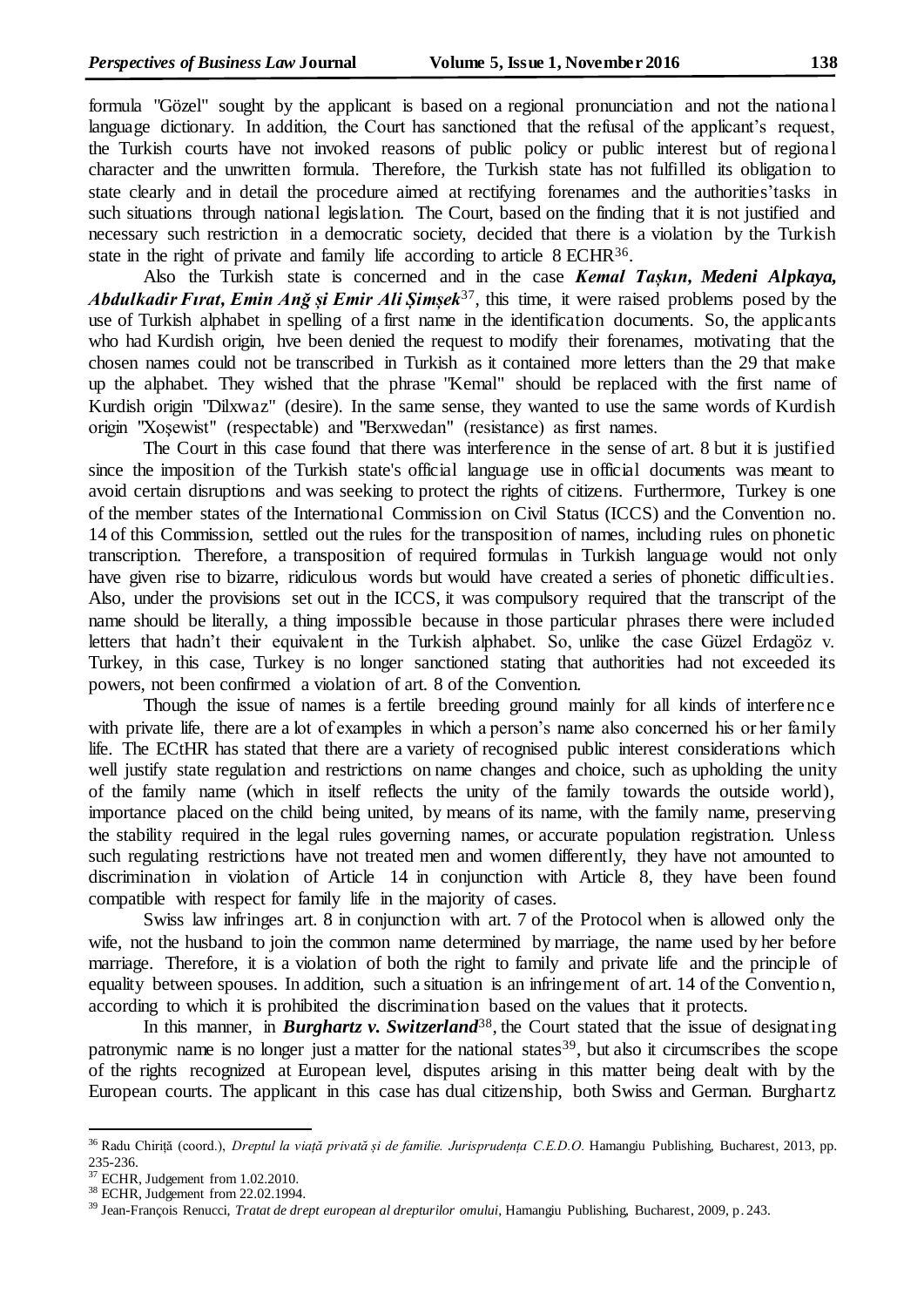formula "Gözel" sought by the applicant is based on a regional pronunciation and not the national language dictionary. In addition, the Court has sanctioned that the refusal of the applicant's request, the Turkish courts have not invoked reasons of public policy or public interest but of regional character and the unwritten formula. Therefore, the Turkish state has not fulfilled its obligation to state clearly and in detail the procedure aimed at rectifying forenames and the authorities'tasks in such situations through national legislation. The Court, based on the finding that it is not justified and necessary such restriction in a democratic society, decided that there is a violation by the Turkish state in the right of private and family life according to article 8 ECHR[36].

Also the Turkish state is concerned and in the case ***Kemal Taşkın, Medeni Alpkaya, Abdulkadir Fırat, Emin Anğ şi Emir Ali Şimşek***[37], this time, it were raised problems posed by the use of Turkish alphabet in spelling of a first name in the identification documents. So, the applicants who had Kurdish origin, hve been denied the request to modify their forenames, motivating that the chosen names could not be transcribed in Turkish as it contained more letters than the 29 that make up the alphabet. They wished that the phrase "Kemal" should be replaced with the first name of Kurdish origin "Dilxwaz" (desire). In the same sense, they wanted to use the same words of Kurdish origin "Xoşewist" (respectable) and "Berxwedan" (resistance) as first names.

The Court in this case found that there was interference in the sense of art. 8 but it is justified since the imposition of the Turkish state's official language use in official documents was meant to avoid certain disruptions and was seeking to protect the rights of citizens. Furthermore, Turkey is one of the member states of the International Commission on Civil Status (ICCS) and the Convention no. 14 of this Commission, settled out the rules for the transposition of names, including rules on phonetic transcription. Therefore, a transposition of required formulas in Turkish language would not only have given rise to bizarre, ridiculous words but would have created a series of phonetic difficulties. Also, under the provisions set out in the ICCS, it was compulsory required that the transcript of the name should be literally, a thing impossible because in those particular phrases there were included letters that hadn't their equivalent in the Turkish alphabet. So, unlike the case Güzel Erdagöz v. Turkey, in this case, Turkey is no longer sanctioned stating that authorities had not exceeded its powers, not been confirmed a violation of art. 8 of the Convention.

Though the issue of names is a fertile breeding ground mainly for all kinds of interference with private life, there are a lot of examples in which a person's name also concerned his or her family life. The ECtHR has stated that there are a variety of recognised public interest considerations which well justify state regulation and restrictions on name changes and choice, such as upholding the unity of the family name (which in itself reflects the unity of the family towards the outside world), importance placed on the child being united, by means of its name, with the family name, preserving the stability required in the legal rules governing names, or accurate population registration. Unless such regulating restrictions have not treated men and women differently, they have not amounted to discrimination in violation of Article 14 in conjunction with Article 8, they have been found compatible with respect for family life in the majority of cases.

Swiss law infringes art. 8 in conjunction with art. 7 of the Protocol when is allowed only the wife, not the husband to join the common name determined by marriage, the name used by her before marriage. Therefore, it is a violation of both the right to family and private life and the principle of equality between spouses. In addition, such a situation is an infringement of art. 14 of the Convention, according to which it is prohibited the discrimination based on the values that it protects.

In this manner, in ***Burghartz v. Switzerland***[38], the Court stated that the issue of designating patronymic name is no longer just a matter for the national states[39], but also it circumscribes the scope of the rights recognized at European level, disputes arising in this matter being dealt with by the European courts. The applicant in this case has dual citizenship, both Swiss and German. Burghartz

---

[36] Radu Chiriță (coord.), *Dreptul la viață privată și de familie. Jurisprudența C.E.D.O.* Hamangiu Publishing, Bucharest, 2013, pp. 235-236.

[37] ECHR, Judgement from 1.02.2010.

[38] ECHR, Judgement from 22.02.1994.

[39] Jean-François Renucci, *Tratat de drept european al drepturilor omului*, Hamangiu Publishing, Bucharest, 2009, p. 243.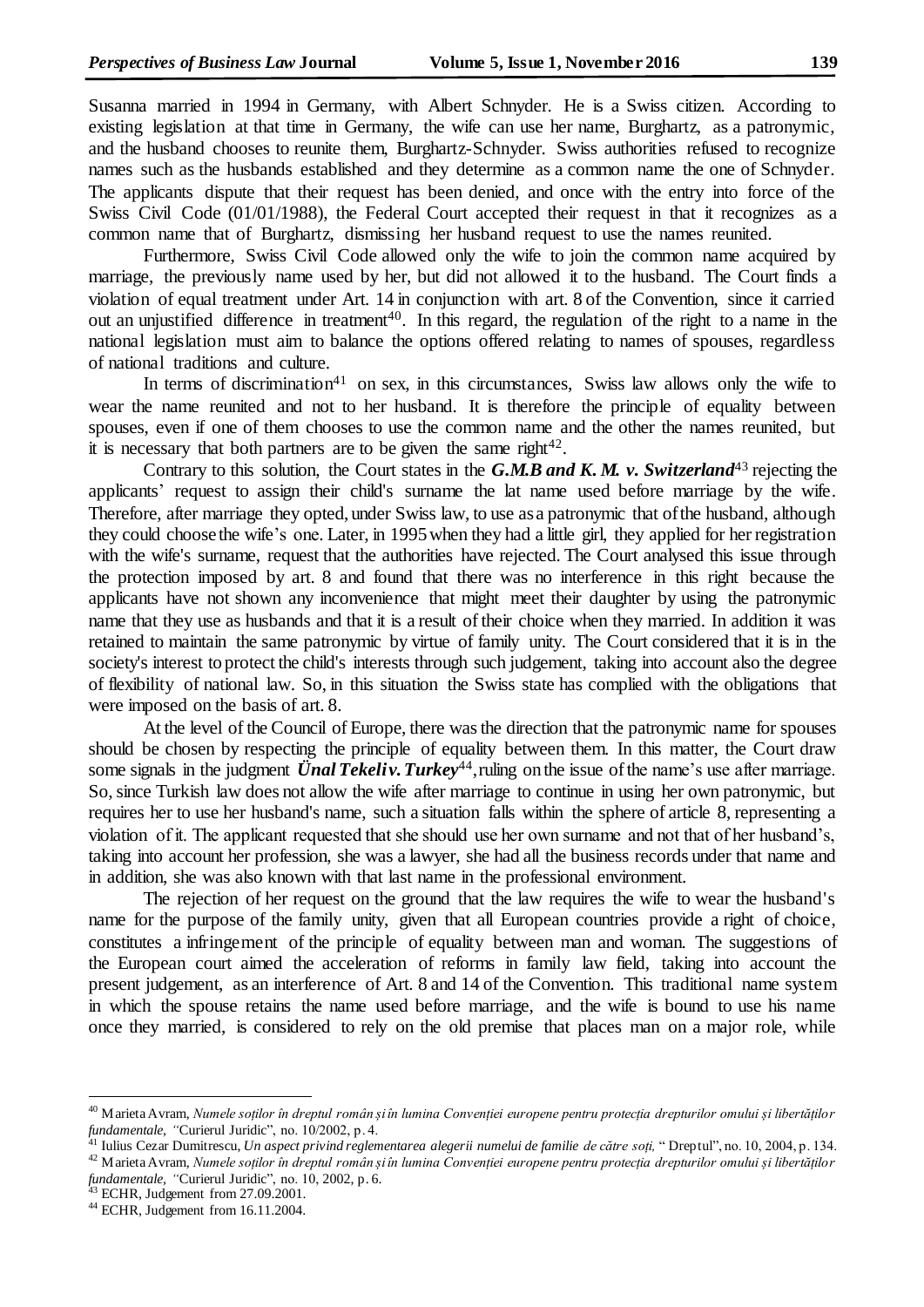Susanna married in 1994 in Germany, with Albert Schnyder. He is a Swiss citizen. According to existing legislation at that time in Germany, the wife can use her name, Burghartz, as a patronymic, and the husband chooses to reunite them, Burghartz-Schnyder. Swiss authorities refused to recognize names such as the husbands established and they determine as a common name the one of Schnyder. The applicants dispute that their request has been denied, and once with the entry into force of the Swiss Civil Code (01/01/1988), the Federal Court accepted their request in that it recognizes as a common name that of Burghartz, dismissing her husband request to use the names reunited.

Furthermore, Swiss Civil Code allowed only the wife to join the common name acquired by marriage, the previously name used by her, but did not allowed it to the husband. The Court finds a violation of equal treatment under Art. 14 in conjunction with art. 8 of the Convention, since it carried out an unjustified difference in treatment[40]. In this regard, the regulation of the right to a name in the national legislation must aim to balance the options offered relating to names of spouses, regardless of national traditions and culture.

In terms of discrimination[41] on sex, in this circumstances, Swiss law allows only the wife to wear the name reunited and not to her husband. It is therefore the principle of equality between spouses, even if one of them chooses to use the common name and the other the names reunited, but it is necessary that both partners are to be given the same right[42].

Contrary to this solution, the Court states in the ***G.M.B and K. M. v. Switzerland***[43] rejecting the applicants' request to assign their child's surname the lat name used before marriage by the wife. Therefore, after marriage they opted, under Swiss law, to use as a patronymic that of the husband, although they could choose the wife's one. Later, in 1995 when they had a little girl, they applied for her registration with the wife's surname, request that the authorities have rejected. The Court analysed this issue through the protection imposed by art. 8 and found that there was no interference in this right because the applicants have not shown any inconvenience that might meet their daughter by using the patronymic name that they use as husbands and that it is a result of their choice when they married. In addition it was retained to maintain the same patronymic by virtue of family unity. The Court considered that it is in the society's interest to protect the child's interests through such judgement, taking into account also the degree of flexibility of national law. So, in this situation the Swiss state has complied with the obligations that were imposed on the basis of art. 8.

At the level of the Council of Europe, there was the direction that the patronymic name for spouses should be chosen by respecting the principle of equality between them. In this matter, the Court draw some signals in the judgment ***Ünal Tekeli v. Turkey***[44], ruling on the issue of the name's use after marriage. So, since Turkish law does not allow the wife after marriage to continue in using her own patronymic, but requires her to use her husband's name, such a situation falls within the sphere of article 8, representing a violation of it. The applicant requested that she should use her own surname and not that of her husband's, taking into account her profession, she was a lawyer, she had all the business records under that name and in addition, she was also known with that last name in the professional environment.

The rejection of her request on the ground that the law requires the wife to wear the husband's name for the purpose of the family unity, given that all European countries provide a right of choice, constitutes a infringement of the principle of equality between man and woman. The suggestions of the European court aimed the acceleration of reforms in family law field, taking into account the present judgement, as an interference of Art. 8 and 14 of the Convention. This traditional name system in which the spouse retains the name used before marriage, and the wife is bound to use his name once they married, is considered to rely on the old premise that places man on a major role, while

---

[40] Marieta Avram, *Numele soților în dreptul român și în lumina Convenției europene pentru protecția drepturilor omului și libertăților fundamentale, "*Curierul Juridic", no. 10/2002, p. 4.

[41] Iulius Cezar Dumitrescu, *Un aspect privind reglementarea alegerii numelui de familie de către soți,* " Dreptul", no. 10, 2004, p. 134.

[42] Marieta Avram, *Numele soților în dreptul român și în lumina Convenției europene pentru protecția drepturilor omului și libertăților fundamentale, "*Curierul Juridic", no. 10, 2002, p. 6.

[43] ECHR, Judgement from 27.09.2001.

[44] ECHR, Judgement from 16.11.2004.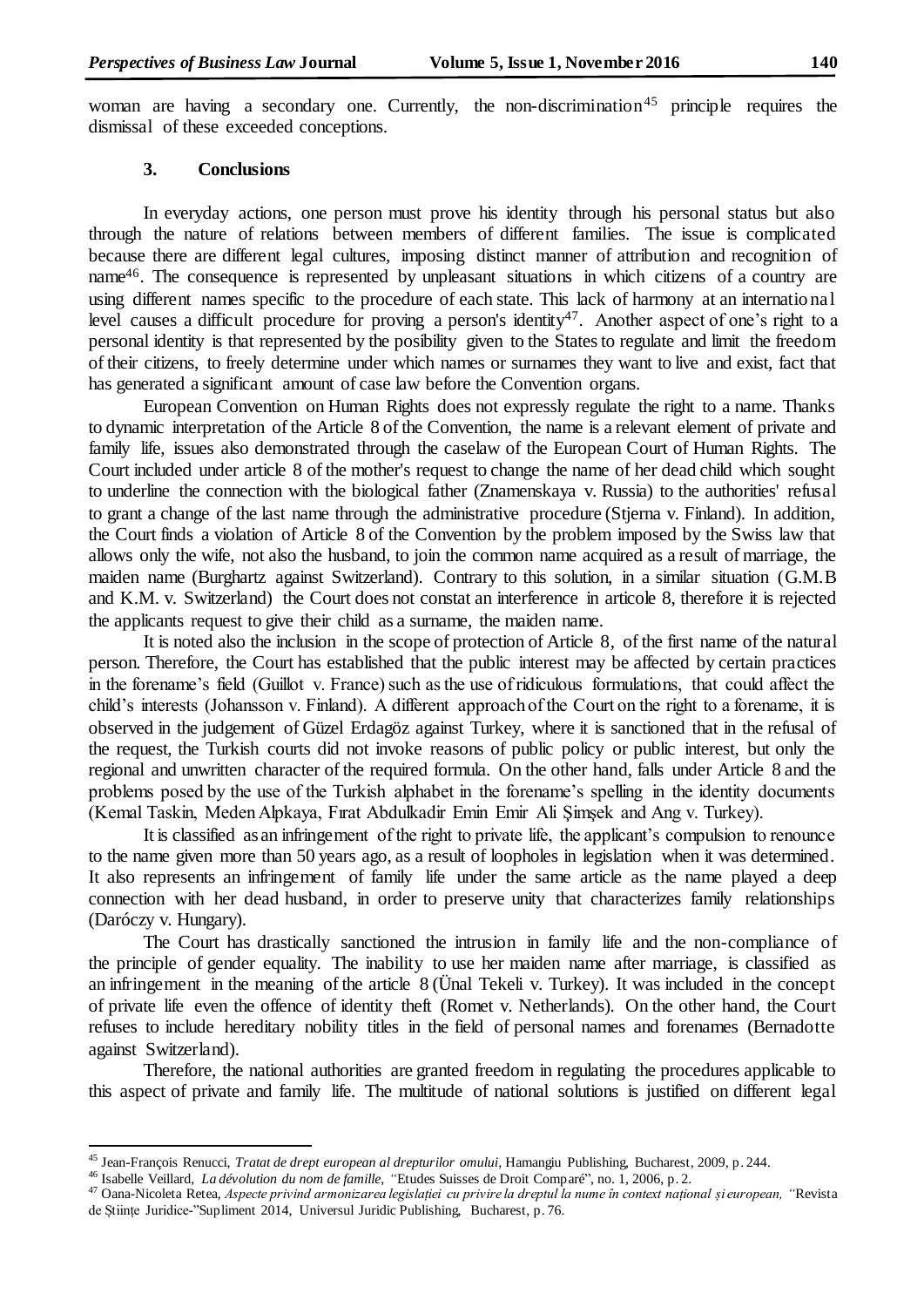woman are having a secondary one. Currently, the non-discrimination[45] principle requires the dismissal of these exceeded conceptions.

### 3. Conclusions

In everyday actions, one person must prove his identity through his personal status but also through the nature of relations between members of different families. The issue is complicated because there are different legal cultures, imposing distinct manner of attribution and recognition of name[46]. The consequence is represented by unpleasant situations in which citizens of a country are using different names specific to the procedure of each state. This lack of harmony at an international level causes a difficult procedure for proving a person's identity[47]. Another aspect of one's right to a personal identity is that represented by the posibility given to the States to regulate and limit the freedom of their citizens, to freely determine under which names or surnames they want to live and exist, fact that has generated a significant amount of case law before the Convention organs.

European Convention on Human Rights does not expressly regulate the right to a name. Thanks to dynamic interpretation of the Article 8 of the Convention, the name is a relevant element of private and family life, issues also demonstrated through the caselaw of the European Court of Human Rights. The Court included under article 8 of the mother's request to change the name of her dead child which sought to underline the connection with the biological father (Znamenskaya v. Russia) to the authorities' refusal to grant a change of the last name through the administrative procedure (Stjerna v. Finland). In addition, the Court finds a violation of Article 8 of the Convention by the problem imposed by the Swiss law that allows only the wife, not also the husband, to join the common name acquired as a result of marriage, the maiden name (Burghartz against Switzerland). Contrary to this solution, in a similar situation (G.M.B and K.M. v. Switzerland) the Court does not constat an interference in articole 8, therefore it is rejected the applicants request to give their child as a surname, the maiden name.

It is noted also the inclusion in the scope of protection of Article 8, of the first name of the natural person. Therefore, the Court has established that the public interest may be affected by certain practices in the forename's field (Guillot v. France) such as the use of ridiculous formulations, that could affect the child's interests (Johansson v. Finland). A different approach of the Court on the right to a forename, it is observed in the judgement of Güzel Erdagöz against Turkey, where it is sanctioned that in the refusal of the request, the Turkish courts did not invoke reasons of public policy or public interest, but only the regional and unwritten character of the required formula. On the other hand, falls under Article 8 and the problems posed by the use of the Turkish alphabet in the forename's spelling in the identity documents (Kemal Taskin, Meden Alpkaya, Fırat Abdulkadir Emin Emir Ali Şimşek and Ang v. Turkey).

It is classified as an infringement of the right to private life, the applicant's compulsion to renounce to the name given more than 50 years ago, as a result of loopholes in legislation when it was determined. It also represents an infringement of family life under the same article as the name played a deep connection with her dead husband, in order to preserve unity that characterizes family relationships (Daróczy v. Hungary).

The Court has drastically sanctioned the intrusion in family life and the non-compliance of the principle of gender equality. The inability to use her maiden name after marriage, is classified as an infringement in the meaning of the article 8 (Ünal Tekeli v. Turkey). It was included in the concept of private life even the offence of identity theft (Romet v. Netherlands). On the other hand, the Court refuses to include hereditary nobility titles in the field of personal names and forenames (Bernadotte against Switzerland).

Therefore, the national authorities are granted freedom in regulating the procedures applicable to this aspect of private and family life. The multitude of national solutions is justified on different legal

---

[45] Jean-François Renucci, *Tratat de drept european al drepturilor omului*, Hamangiu Publishing, Bucharest, 2009, p. 244.

[46] Isabelle Veillard, *La dévolution du nom de famille*, "Etudes Suisses de Droit Comparé", no. 1, 2006, p. 2.

[47] Oana-Nicoleta Retea, *Aspecte privind armonizarea legislației cu privire la dreptul la nume în context național și european*, "Revista de Științe Juridice-"Supliment 2014, Universul Juridic Publishing, Bucharest, p. 76.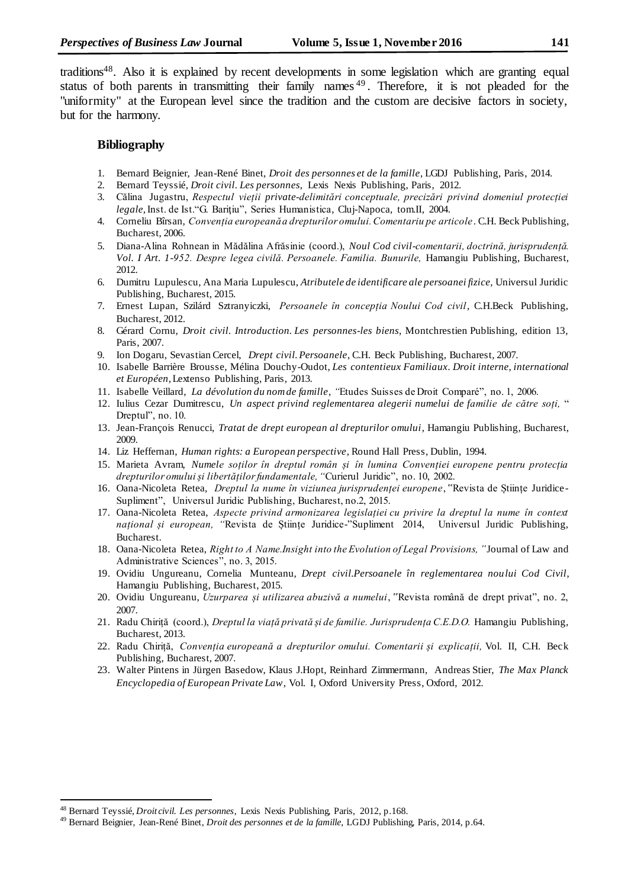traditions[48]. Also it is explained by recent developments in some legislation which are granting equal status of both parents in transmitting their family names[49]. Therefore, it is not pleaded for the "uniformity" at the European level since the tradition and the custom are decisive factors in society, but for the harmony.

### Bibliography

1. Bernard Beignier, Jean-René Binet, *Droit des personnes et de la famille*, LGDJ Publishing, Paris, 2014.
2. Bernard Teyssié, *Droit civil. Les personnes*, Lexis Nexis Publishing, Paris, 2012.
3. Călina Jugastru, *Respectul vieții private-delimitări conceptuale, precizări privind domeniul protecției legale*, Inst. de Ist."G. Barițiu", Series Humanistica, Cluj-Napoca, tom.II, 2004.
4. Corneliu Bîrsan, *Convenția europeană a drepturilor omului. Comentariu pe articole*. C.H. Beck Publishing, Bucharest, 2006.
5. Diana-Alina Rohnean in Mădălina Afrăsinie (coord.), *Noul Cod civil-comentarii, doctrină, jurisprudență. Vol. I Art. 1-952. Despre legea civilă. Persoanele. Familia. Bunurile,* Hamangiu Publishing, Bucharest, 2012.
6. Dumitru Lupulescu, Ana Maria Lupulescu, *Atributele de identificare ale persoanei fizice,* Universul Juridic Publishing, Bucharest, 2015.
7. Ernest Lupan, Szilárd Sztranyiczki, *Persoanele în concepția Noului Cod civil*, C.H.Beck Publishing, Bucharest, 2012.
8. Gérard Cornu, *Droit civil. Introduction. Les personnes-les biens*, Montchrestien Publishing, edition 13, Paris, 2007.
9. Ion Dogaru, Sevastian Cercel, *Drept civil. Persoanele*, C.H. Beck Publishing, Bucharest, 2007.
10. Isabelle Barrière Brousse, Mélina Douchy-Oudot, *Les contentieux Familiaux. Droit interne, international et Européen*, Lextenso Publishing, Paris, 2013.
11. Isabelle Veillard, *La dévolution du nom de famille*, "Etudes Suisses de Droit Comparé", no. 1, 2006.
12. Iulius Cezar Dumitrescu, *Un aspect privind reglementarea alegerii numelui de familie de către soți,* " Dreptul", no. 10.
13. Jean-François Renucci, *Tratat de drept european al drepturilor omului*, Hamangiu Publishing, Bucharest, 2009.
14. Liz Heffernan, *Human rights: a European perspective*, Round Hall Press, Dublin, 1994.
15. Marieta Avram, *Numele soților în dreptul român și în lumina Convenției europene pentru protecția drepturilor omului și libertăților fundamentale,* "Curierul Juridic", no. 10, 2002.
16. Oana-Nicoleta Retea, *Dreptul la nume în viziunea jurisprudenței europene*, "Revista de Științe Juridice-Supliment", Universul Juridic Publishing, Bucharest, no.2, 2015.
17. Oana-Nicoleta Retea, *Aspecte privind armonizarea legislației cu privire la dreptul la nume în context național și european,* "Revista de Științe Juridice-"Supliment 2014, Universul Juridic Publishing, Bucharest.
18. Oana-Nicoleta Retea, *Right to A Name.Insight into the Evolution of Legal Provisions,* "Journal of Law and Administrative Sciences", no. 3, 2015.
19. Ovidiu Ungureanu, Cornelia Munteanu, *Drept civil.Persoanele în reglementarea noului Cod Civil*, Hamangiu Publishing, Bucharest, 2015.
20. Ovidiu Ungureanu, *Uzurparea și utilizarea abuzivă a numelui*, "Revista română de drept privat", no. 2, 2007.
21. Radu Chiriță (coord.), *Dreptul la viață privată și de familie. Jurisprudența C.E.D.O.* Hamangiu Publishing, Bucharest, 2013.
22. Radu Chiriță, *Convenția europeană a drepturilor omului. Comentarii și explicații,* Vol. II, C.H. Beck Publishing, Bucharest, 2007.
23. Walter Pintens in Jürgen Basedow, Klaus J.Hopt, Reinhard Zimmermann, Andreas Stier, *The Max Planck Encyclopedia of European Private Law*, Vol. I, Oxford University Press, Oxford, 2012.

---

[48] Bernard Teyssié, *Droit civil. Les personnes*, Lexis Nexis Publishing, Paris, 2012, p.168.

[49] Bernard Beignier, Jean-René Binet, *Droit des personnes et de la famille*, LGDJ Publishing, Paris, 2014, p.64.